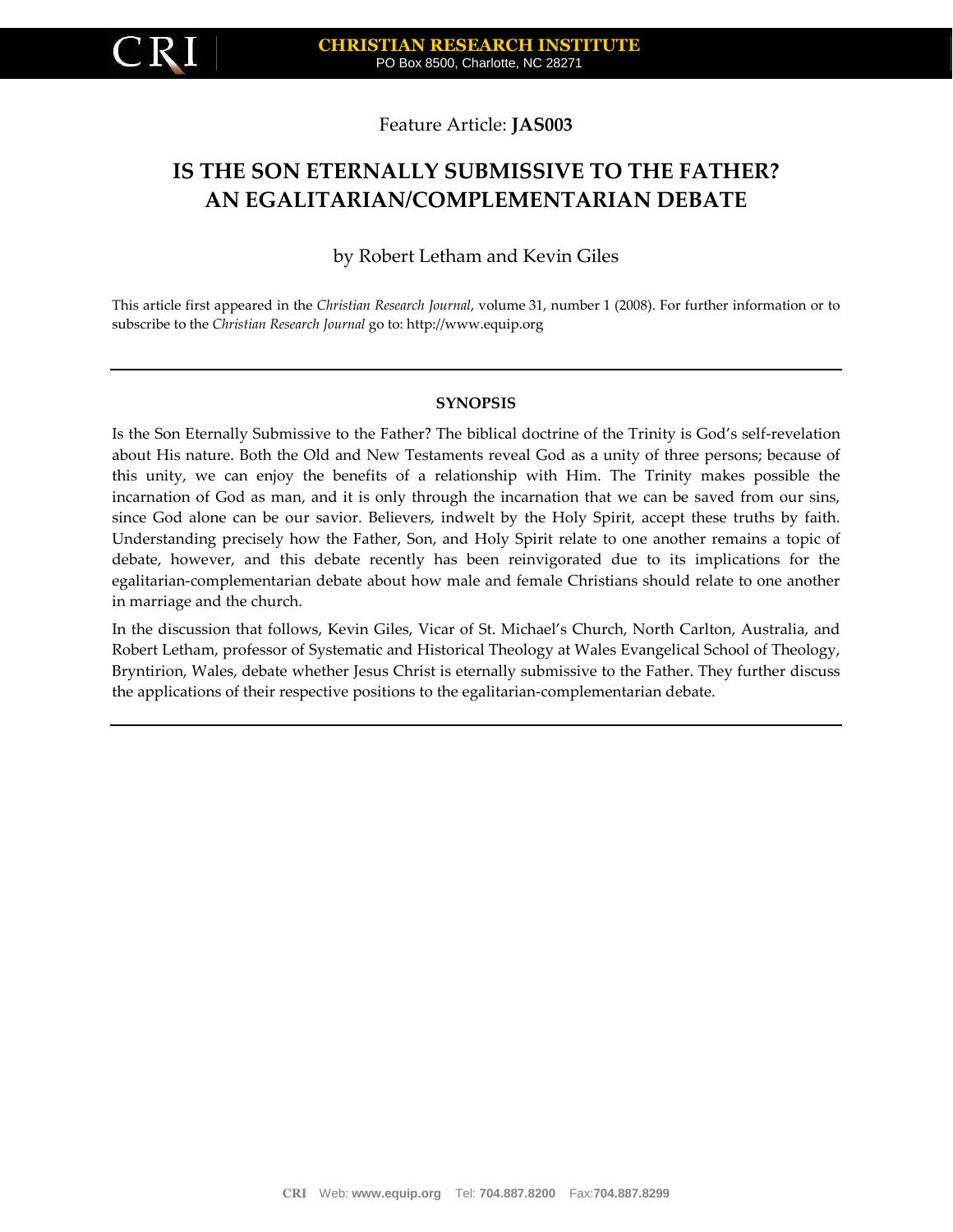Feature Article: **JAS003**

# IS THE SON ETERNALLY SUBMISSIVE TO THE FATHER? AN EGALITARIAN/COMPLEMENTARIAN DEBATE

by Robert Letham and Kevin Giles

This article first appeared in the *Christian Research Journal*, volume 31, number 1 (2008). For further information or to subscribe to the *Christian Research Journal* go to: http://www.equip.org

---

**SYNOPSIS**

Is the Son Eternally Submissive to the Father? The biblical doctrine of the Trinity is God's self-revelation about His nature. Both the Old and New Testaments reveal God as a unity of three persons; because of this unity, we can enjoy the benefits of a relationship with Him. The Trinity makes possible the incarnation of God as man, and it is only through the incarnation that we can be saved from our sins, since God alone can be our savior. Believers, indwelt by the Holy Spirit, accept these truths by faith. Understanding precisely how the Father, Son, and Holy Spirit relate to one another remains a topic of debate, however, and this debate recently has been reinvigorated due to its implications for the egalitarian-complementarian debate about how male and female Christians should relate to one another in marriage and the church.

In the discussion that follows, Kevin Giles, Vicar of St. Michael's Church, North Carlton, Australia, and Robert Letham, professor of Systematic and Historical Theology at Wales Evangelical School of Theology, Bryntirion, Wales, debate whether Jesus Christ is eternally submissive to the Father. They further discuss the applications of their respective positions to the egalitarian-complementarian debate.

---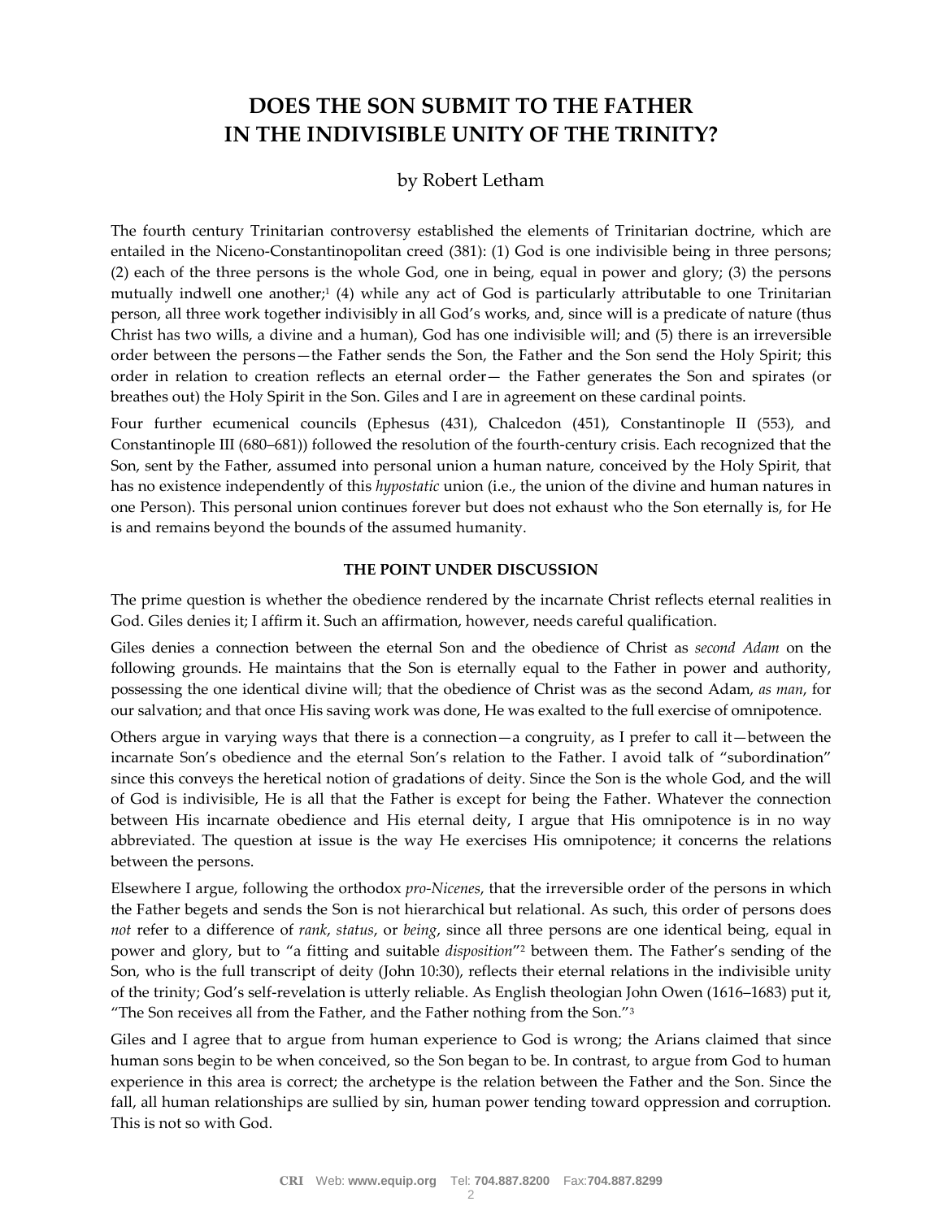# DOES THE SON SUBMIT TO THE FATHER IN THE INDIVISIBLE UNITY OF THE TRINITY?

by Robert Letham

The fourth century Trinitarian controversy established the elements of Trinitarian doctrine, which are entailed in the Niceno-Constantinopolitan creed (381): (1) God is one indivisible being in three persons; (2) each of the three persons is the whole God, one in being, equal in power and glory; (3) the persons mutually indwell one another;[1] (4) while any act of God is particularly attributable to one Trinitarian person, all three work together indivisibly in all God's works, and, since will is a predicate of nature (thus Christ has two wills, a divine and a human), God has one indivisible will; and (5) there is an irreversible order between the persons—the Father sends the Son, the Father and the Son send the Holy Spirit; this order in relation to creation reflects an eternal order— the Father generates the Son and spirates (or breathes out) the Holy Spirit in the Son. Giles and I are in agreement on these cardinal points.

Four further ecumenical councils (Ephesus (431), Chalcedon (451), Constantinople II (553), and Constantinople III (680–681)) followed the resolution of the fourth-century crisis. Each recognized that the Son, sent by the Father, assumed into personal union a human nature, conceived by the Holy Spirit, that has no existence independently of this *hypostatic* union (i.e., the union of the divine and human natures in one Person). This personal union continues forever but does not exhaust who the Son eternally is, for He is and remains beyond the bounds of the assumed humanity.

### THE POINT UNDER DISCUSSION

The prime question is whether the obedience rendered by the incarnate Christ reflects eternal realities in God. Giles denies it; I affirm it. Such an affirmation, however, needs careful qualification.

Giles denies a connection between the eternal Son and the obedience of Christ as *second Adam* on the following grounds. He maintains that the Son is eternally equal to the Father in power and authority, possessing the one identical divine will; that the obedience of Christ was as the second Adam, *as man*, for our salvation; and that once His saving work was done, He was exalted to the full exercise of omnipotence.

Others argue in varying ways that there is a connection—a congruity, as I prefer to call it—between the incarnate Son's obedience and the eternal Son's relation to the Father. I avoid talk of "subordination" since this conveys the heretical notion of gradations of deity. Since the Son is the whole God, and the will of God is indivisible, He is all that the Father is except for being the Father. Whatever the connection between His incarnate obedience and His eternal deity, I argue that His omnipotence is in no way abbreviated. The question at issue is the way He exercises His omnipotence; it concerns the relations between the persons.

Elsewhere I argue, following the orthodox *pro-Nicenes*, that the irreversible order of the persons in which the Father begets and sends the Son is not hierarchical but relational. As such, this order of persons does *not* refer to a difference of *rank*, *status*, or *being*, since all three persons are one identical being, equal in power and glory, but to "a fitting and suitable *disposition*"[2] between them. The Father's sending of the Son, who is the full transcript of deity (John 10:30), reflects their eternal relations in the indivisible unity of the trinity; God's self-revelation is utterly reliable. As English theologian John Owen (1616–1683) put it, "The Son receives all from the Father, and the Father nothing from the Son."[3]

Giles and I agree that to argue from human experience to God is wrong; the Arians claimed that since human sons begin to be when conceived, so the Son began to be. In contrast, to argue from God to human experience in this area is correct; the archetype is the relation between the Father and the Son. Since the fall, all human relationships are sullied by sin, human power tending toward oppression and corruption. This is not so with God.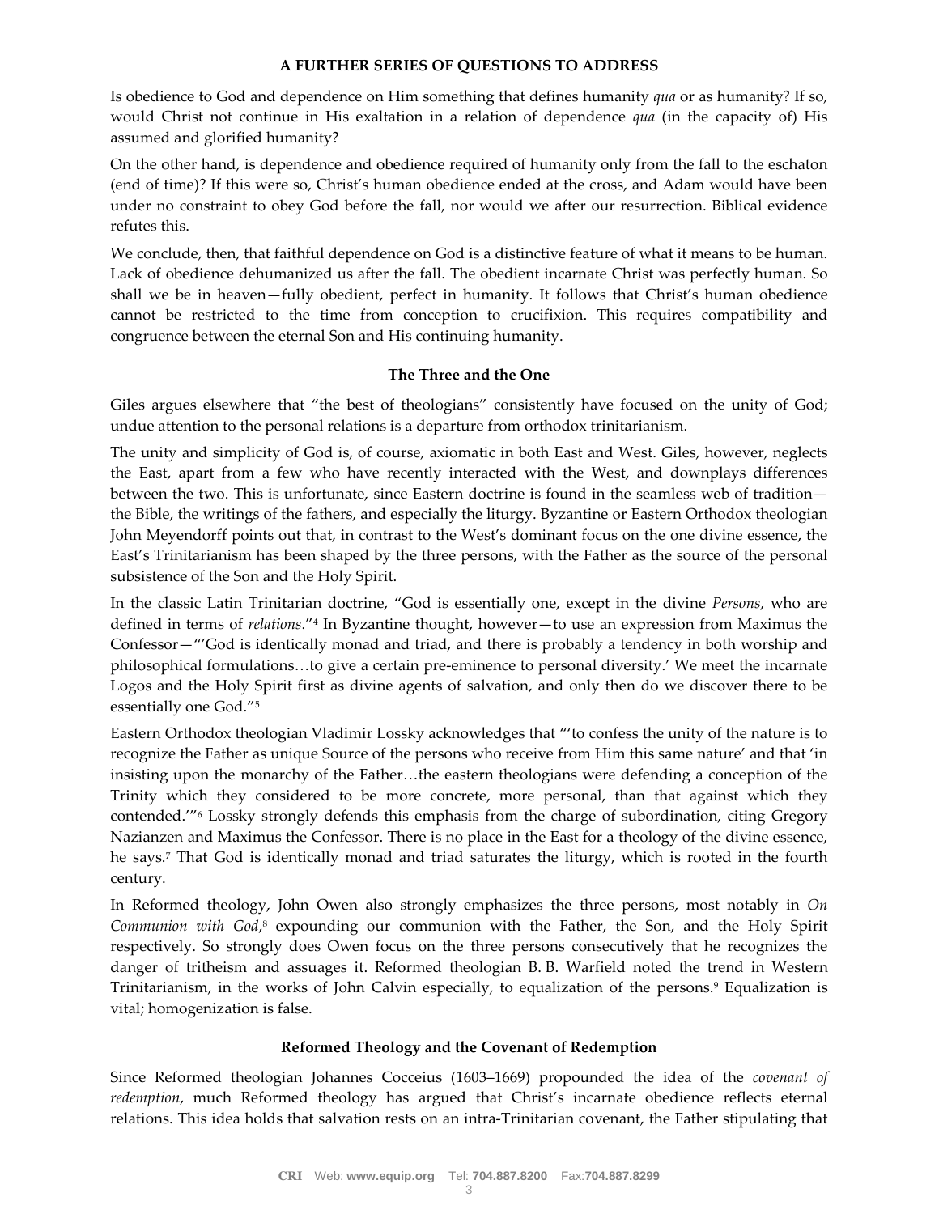**A FURTHER SERIES OF QUESTIONS TO ADDRESS**

Is obedience to God and dependence on Him something that defines humanity *qua* or as humanity? If so, would Christ not continue in His exaltation in a relation of dependence *qua* (in the capacity of) His assumed and glorified humanity?

On the other hand, is dependence and obedience required of humanity only from the fall to the eschaton (end of time)? If this were so, Christ's human obedience ended at the cross, and Adam would have been under no constraint to obey God before the fall, nor would we after our resurrection. Biblical evidence refutes this.

We conclude, then, that faithful dependence on God is a distinctive feature of what it means to be human. Lack of obedience dehumanized us after the fall. The obedient incarnate Christ was perfectly human. So shall we be in heaven—fully obedient, perfect in humanity. It follows that Christ's human obedience cannot be restricted to the time from conception to crucifixion. This requires compatibility and congruence between the eternal Son and His continuing humanity.

**The Three and the One**

Giles argues elsewhere that "the best of theologians" consistently have focused on the unity of God; undue attention to the personal relations is a departure from orthodox trinitarianism.

The unity and simplicity of God is, of course, axiomatic in both East and West. Giles, however, neglects the East, apart from a few who have recently interacted with the West, and downplays differences between the two. This is unfortunate, since Eastern doctrine is found in the seamless web of tradition—the Bible, the writings of the fathers, and especially the liturgy. Byzantine or Eastern Orthodox theologian John Meyendorff points out that, in contrast to the West's dominant focus on the one divine essence, the East's Trinitarianism has been shaped by the three persons, with the Father as the source of the personal subsistence of the Son and the Holy Spirit.

In the classic Latin Trinitarian doctrine, "God is essentially one, except in the divine *Persons*, who are defined in terms of *relations*."[4] In Byzantine thought, however—to use an expression from Maximus the Confessor—"'God is identically monad and triad, and there is probably a tendency in both worship and philosophical formulations…to give a certain pre-eminence to personal diversity.' We meet the incarnate Logos and the Holy Spirit first as divine agents of salvation, and only then do we discover there to be essentially one God."[5]

Eastern Orthodox theologian Vladimir Lossky acknowledges that "'to confess the unity of the nature is to recognize the Father as unique Source of the persons who receive from Him this same nature' and that 'in insisting upon the monarchy of the Father…the eastern theologians were defending a conception of the Trinity which they considered to be more concrete, more personal, than that against which they contended.'"[6] Lossky strongly defends this emphasis from the charge of subordination, citing Gregory Nazianzen and Maximus the Confessor. There is no place in the East for a theology of the divine essence, he says.[7] That God is identically monad and triad saturates the liturgy, which is rooted in the fourth century.

In Reformed theology, John Owen also strongly emphasizes the three persons, most notably in *On Communion with God*,[8] expounding our communion with the Father, the Son, and the Holy Spirit respectively. So strongly does Owen focus on the three persons consecutively that he recognizes the danger of tritheism and assuages it. Reformed theologian B. B. Warfield noted the trend in Western Trinitarianism, in the works of John Calvin especially, to equalization of the persons.[9] Equalization is vital; homogenization is false.

**Reformed Theology and the Covenant of Redemption**

Since Reformed theologian Johannes Cocceius (1603–1669) propounded the idea of the *covenant of redemption*, much Reformed theology has argued that Christ's incarnate obedience reflects eternal relations. This idea holds that salvation rests on an intra-Trinitarian covenant, the Father stipulating that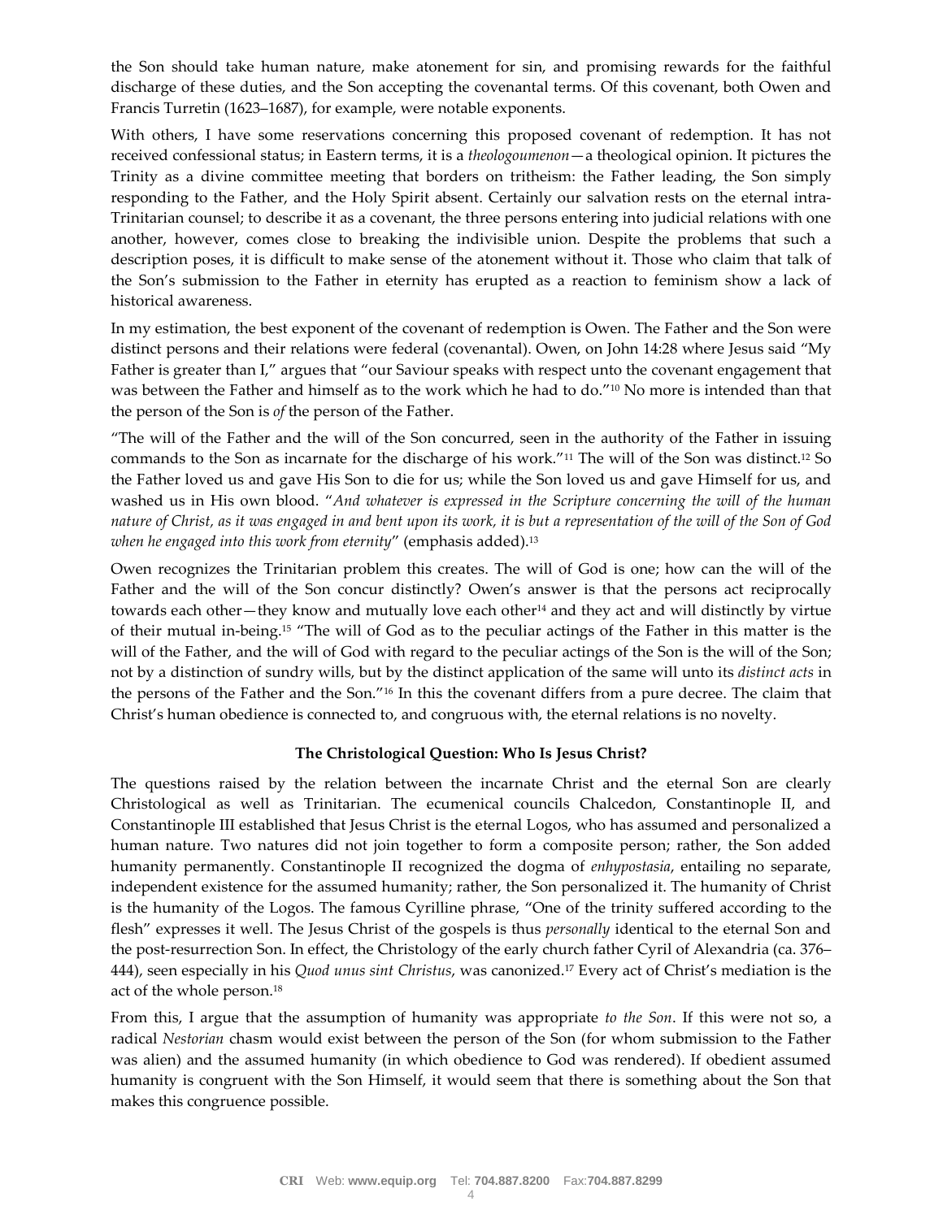the Son should take human nature, make atonement for sin, and promising rewards for the faithful discharge of these duties, and the Son accepting the covenantal terms. Of this covenant, both Owen and Francis Turretin (1623–1687), for example, were notable exponents.

With others, I have some reservations concerning this proposed covenant of redemption. It has not received confessional status; in Eastern terms, it is a *theologoumenon*—a theological opinion. It pictures the Trinity as a divine committee meeting that borders on tritheism: the Father leading, the Son simply responding to the Father, and the Holy Spirit absent. Certainly our salvation rests on the eternal intra-Trinitarian counsel; to describe it as a covenant, the three persons entering into judicial relations with one another, however, comes close to breaking the indivisible union. Despite the problems that such a description poses, it is difficult to make sense of the atonement without it. Those who claim that talk of the Son's submission to the Father in eternity has erupted as a reaction to feminism show a lack of historical awareness.

In my estimation, the best exponent of the covenant of redemption is Owen. The Father and the Son were distinct persons and their relations were federal (covenantal). Owen, on John 14:28 where Jesus said "My Father is greater than I," argues that "our Saviour speaks with respect unto the covenant engagement that was between the Father and himself as to the work which he had to do."[10] No more is intended than that the person of the Son is *of* the person of the Father.

"The will of the Father and the will of the Son concurred, seen in the authority of the Father in issuing commands to the Son as incarnate for the discharge of his work."[11] The will of the Son was distinct.[12] So the Father loved us and gave His Son to die for us; while the Son loved us and gave Himself for us, and washed us in His own blood. "*And whatever is expressed in the Scripture concerning the will of the human nature of Christ, as it was engaged in and bent upon its work, it is but a representation of the will of the Son of God when he engaged into this work from eternity*" (emphasis added).[13]

Owen recognizes the Trinitarian problem this creates. The will of God is one; how can the will of the Father and the will of the Son concur distinctly? Owen's answer is that the persons act reciprocally towards each other—they know and mutually love each other[14] and they act and will distinctly by virtue of their mutual in-being.[15] "The will of God as to the peculiar actings of the Father in this matter is the will of the Father, and the will of God with regard to the peculiar actings of the Son is the will of the Son; not by a distinction of sundry wills, but by the distinct application of the same will unto its *distinct acts* in the persons of the Father and the Son."[16] In this the covenant differs from a pure decree. The claim that Christ's human obedience is connected to, and congruous with, the eternal relations is no novelty.

### The Christological Question: Who Is Jesus Christ?

The questions raised by the relation between the incarnate Christ and the eternal Son are clearly Christological as well as Trinitarian. The ecumenical councils Chalcedon, Constantinople II, and Constantinople III established that Jesus Christ is the eternal Logos, who has assumed and personalized a human nature. Two natures did not join together to form a composite person; rather, the Son added humanity permanently. Constantinople II recognized the dogma of *enhypostasia*, entailing no separate, independent existence for the assumed humanity; rather, the Son personalized it. The humanity of Christ is the humanity of the Logos. The famous Cyrilline phrase, "One of the trinity suffered according to the flesh" expresses it well. The Jesus Christ of the gospels is thus *personally* identical to the eternal Son and the post-resurrection Son. In effect, the Christology of the early church father Cyril of Alexandria (ca. 376–444), seen especially in his *Quod unus sint Christus*, was canonized.[17] Every act of Christ's mediation is the act of the whole person.[18]

From this, I argue that the assumption of humanity was appropriate *to the Son*. If this were not so, a radical *Nestorian* chasm would exist between the person of the Son (for whom submission to the Father was alien) and the assumed humanity (in which obedience to God was rendered). If obedient assumed humanity is congruent with the Son Himself, it would seem that there is something about the Son that makes this congruence possible.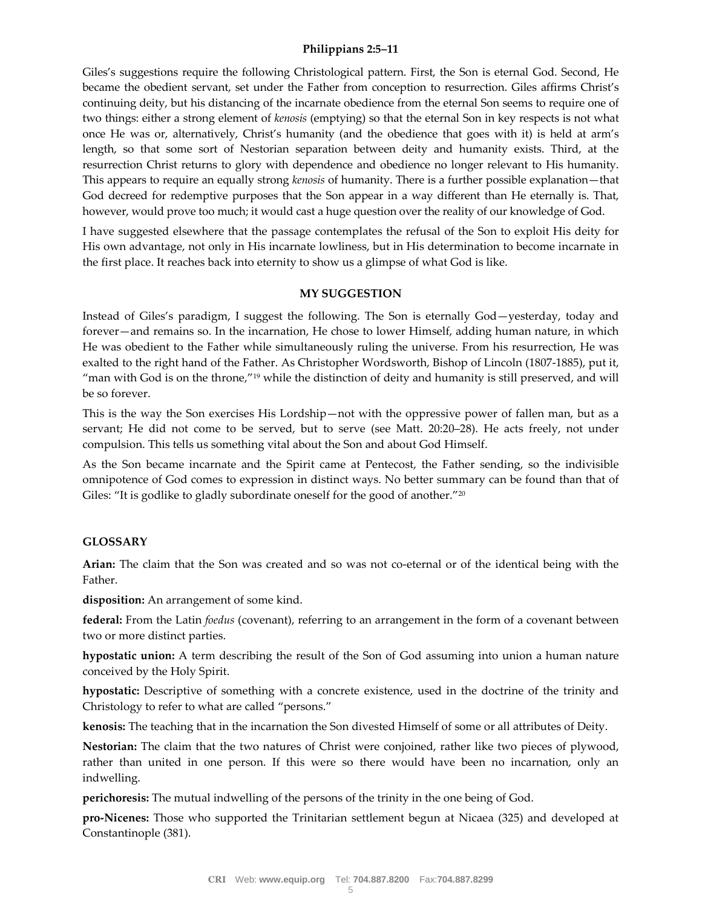## Philippians 2:5–11

Giles's suggestions require the following Christological pattern. First, the Son is eternal God. Second, He became the obedient servant, set under the Father from conception to resurrection. Giles affirms Christ's continuing deity, but his distancing of the incarnate obedience from the eternal Son seems to require one of two things: either a strong element of *kenosis* (emptying) so that the eternal Son in key respects is not what once He was or, alternatively, Christ's humanity (and the obedience that goes with it) is held at arm's length, so that some sort of Nestorian separation between deity and humanity exists. Third, at the resurrection Christ returns to glory with dependence and obedience no longer relevant to His humanity. This appears to require an equally strong *kenosis* of humanity. There is a further possible explanation—that God decreed for redemptive purposes that the Son appear in a way different than He eternally is. That, however, would prove too much; it would cast a huge question over the reality of our knowledge of God.

I have suggested elsewhere that the passage contemplates the refusal of the Son to exploit His deity for His own advantage, not only in His incarnate lowliness, but in His determination to become incarnate in the first place. It reaches back into eternity to show us a glimpse of what God is like.

## MY SUGGESTION

Instead of Giles's paradigm, I suggest the following. The Son is eternally God—yesterday, today and forever—and remains so. In the incarnation, He chose to lower Himself, adding human nature, in which He was obedient to the Father while simultaneously ruling the universe. From his resurrection, He was exalted to the right hand of the Father. As Christopher Wordsworth, Bishop of Lincoln (1807-1885), put it, "man with God is on the throne,"[19] while the distinction of deity and humanity is still preserved, and will be so forever.

This is the way the Son exercises His Lordship—not with the oppressive power of fallen man, but as a servant; He did not come to be served, but to serve (see Matt. 20:20–28). He acts freely, not under compulsion. This tells us something vital about the Son and about God Himself.

As the Son became incarnate and the Spirit came at Pentecost, the Father sending, so the indivisible omnipotence of God comes to expression in distinct ways. No better summary can be found than that of Giles: "It is godlike to gladly subordinate oneself for the good of another."[20]

## GLOSSARY

**Arian:** The claim that the Son was created and so was not co-eternal or of the identical being with the Father.

**disposition:** An arrangement of some kind.

**federal:** From the Latin *foedus* (covenant), referring to an arrangement in the form of a covenant between two or more distinct parties.

**hypostatic union:** A term describing the result of the Son of God assuming into union a human nature conceived by the Holy Spirit.

**hypostatic:** Descriptive of something with a concrete existence, used in the doctrine of the trinity and Christology to refer to what are called "persons."

**kenosis:** The teaching that in the incarnation the Son divested Himself of some or all attributes of Deity.

**Nestorian:** The claim that the two natures of Christ were conjoined, rather like two pieces of plywood, rather than united in one person. If this were so there would have been no incarnation, only an indwelling.

**perichoresis:** The mutual indwelling of the persons of the trinity in the one being of God.

**pro-Nicenes:** Those who supported the Trinitarian settlement begun at Nicaea (325) and developed at Constantinople (381).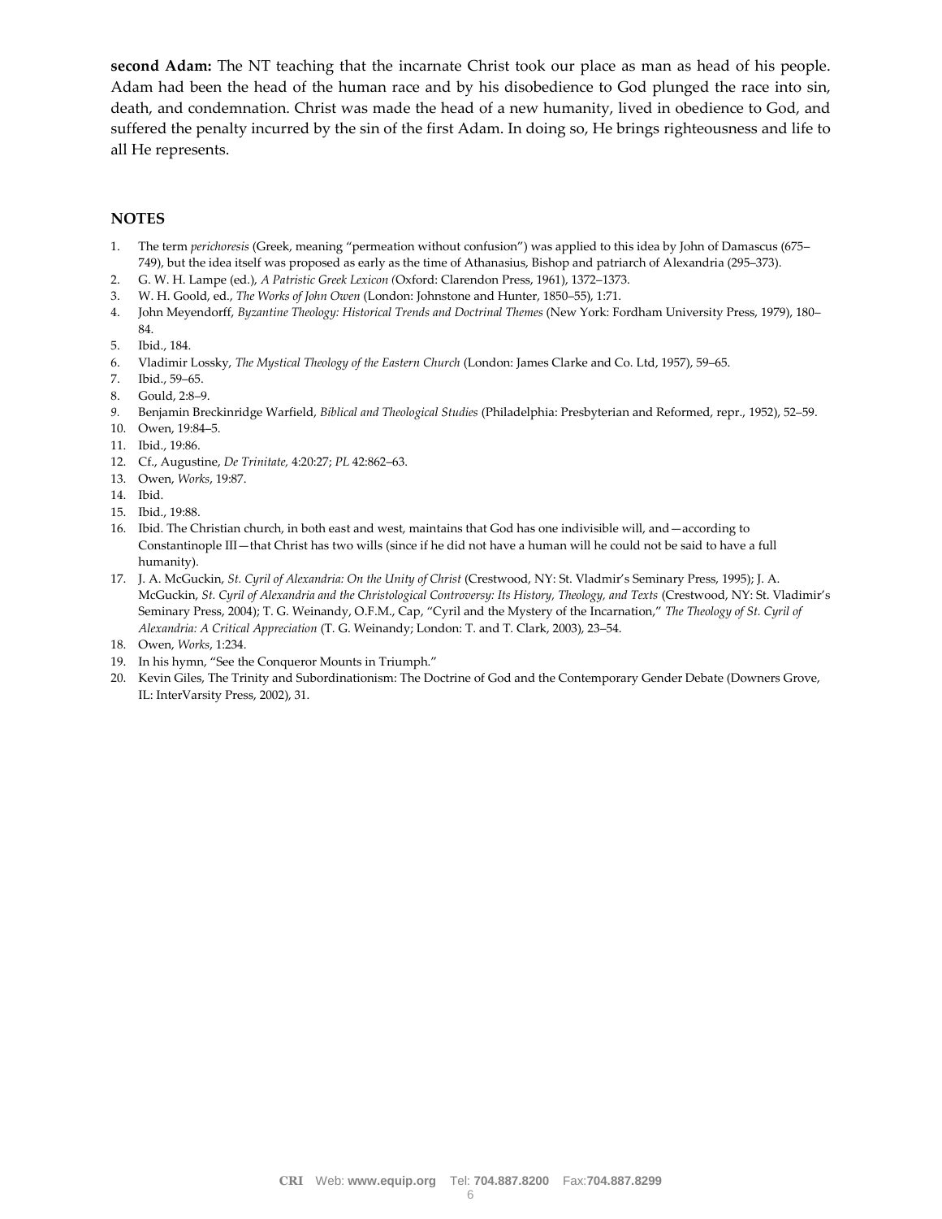**second Adam:** The NT teaching that the incarnate Christ took our place as man as head of his people. Adam had been the head of the human race and by his disobedience to God plunged the race into sin, death, and condemnation. Christ was made the head of a new humanity, lived in obedience to God, and suffered the penalty incurred by the sin of the first Adam. In doing so, He brings righteousness and life to all He represents.

## NOTES

1. The term *perichoresis* (Greek, meaning "permeation without confusion") was applied to this idea by John of Damascus (675–749), but the idea itself was proposed as early as the time of Athanasius, Bishop and patriarch of Alexandria (295–373).
2. G. W. H. Lampe (ed.), *A Patristic Greek Lexicon (*Oxford: Clarendon Press, 1961), 1372–1373.
3. W. H. Goold, ed., *The Works of John Owen* (London: Johnstone and Hunter, 1850–55), 1:71.
4. John Meyendorff, *Byzantine Theology: Historical Trends and Doctrinal Themes* (New York: Fordham University Press, 1979), 180–84.
5. Ibid., 184.
6. Vladimir Lossky, *The Mystical Theology of the Eastern Church* (London: James Clarke and Co. Ltd, 1957), 59–65.
7. Ibid., 59–65.
8. Gould, 2:8–9.
9. Benjamin Breckinridge Warfield, *Biblical and Theological Studies* (Philadelphia: Presbyterian and Reformed, repr., 1952), 52–59.
10. Owen, 19:84–5.
11. Ibid., 19:86.
12. Cf., Augustine, *De Trinitate,* 4:20:27; *PL* 42:862–63.
13. Owen, *Works*, 19:87.
14. Ibid.
15. Ibid., 19:88.
16. Ibid. The Christian church, in both east and west, maintains that God has one indivisible will, and—according to Constantinople III—that Christ has two wills (since if he did not have a human will he could not be said to have a full humanity).
17. J. A. McGuckin, *St. Cyril of Alexandria: On the Unity of Christ* (Crestwood, NY: St. Vladmir's Seminary Press, 1995); J. A. McGuckin, *St. Cyril of Alexandria and the Christological Controversy: Its History, Theology, and Texts* (Crestwood, NY: St. Vladimir's Seminary Press, 2004); T. G. Weinandy, O.F.M., Cap, "Cyril and the Mystery of the Incarnation," *The Theology of St. Cyril of Alexandria: A Critical Appreciation* (T. G. Weinandy; London: T. and T. Clark, 2003), 23–54.
18. Owen, *Works*, 1:234.
19. In his hymn, "See the Conqueror Mounts in Triumph."
20. Kevin Giles, The Trinity and Subordinationism: The Doctrine of God and the Contemporary Gender Debate (Downers Grove, IL: InterVarsity Press, 2002), 31.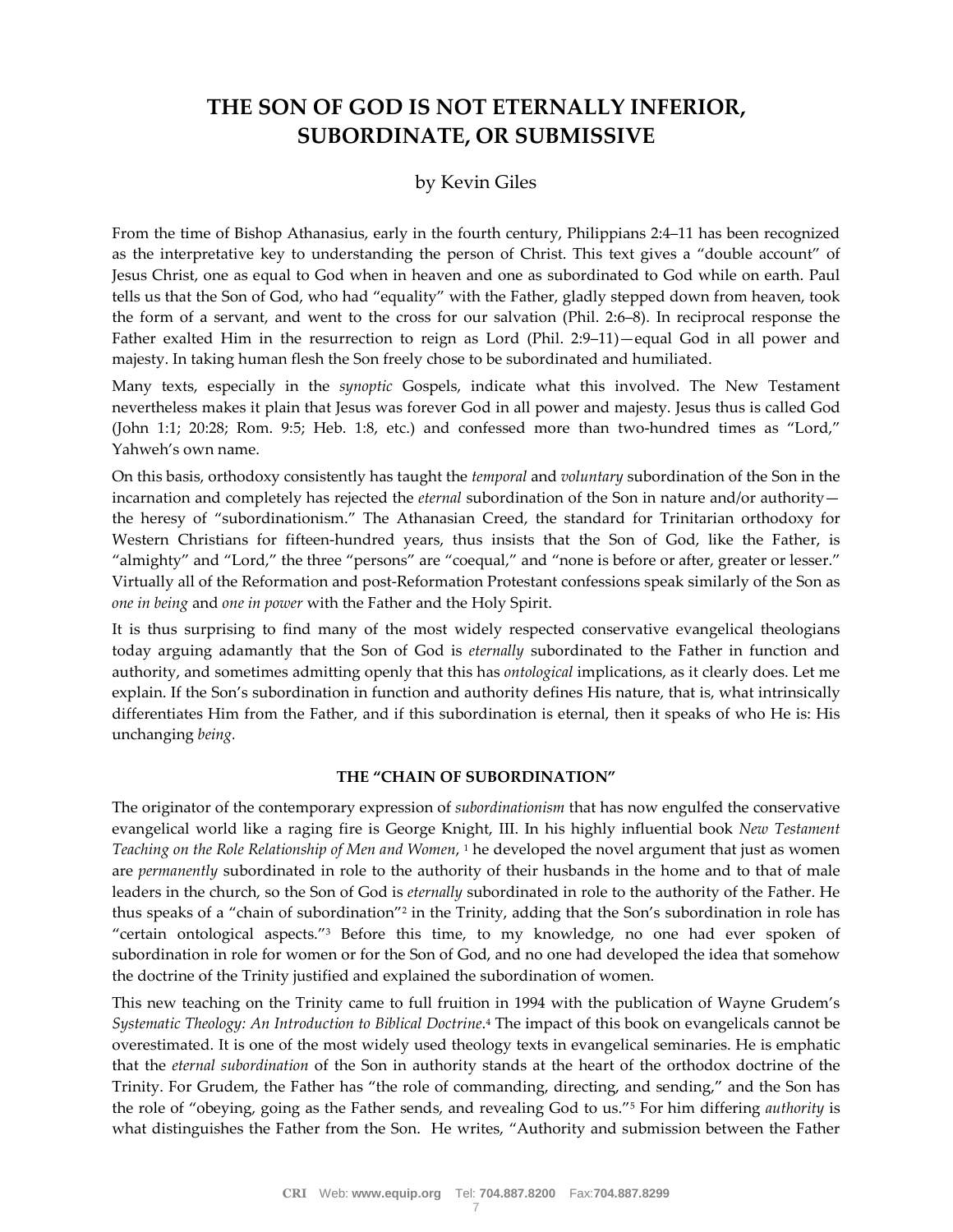# THE SON OF GOD IS NOT ETERNALLY INFERIOR, SUBORDINATE, OR SUBMISSIVE

by Kevin Giles

From the time of Bishop Athanasius, early in the fourth century, Philippians 2:4–11 has been recognized as the interpretative key to understanding the person of Christ. This text gives a "double account" of Jesus Christ, one as equal to God when in heaven and one as subordinated to God while on earth. Paul tells us that the Son of God, who had "equality" with the Father, gladly stepped down from heaven, took the form of a servant, and went to the cross for our salvation (Phil. 2:6–8). In reciprocal response the Father exalted Him in the resurrection to reign as Lord (Phil. 2:9–11)—equal God in all power and majesty. In taking human flesh the Son freely chose to be subordinated and humiliated.

Many texts, especially in the *synoptic* Gospels, indicate what this involved. The New Testament nevertheless makes it plain that Jesus was forever God in all power and majesty. Jesus thus is called God (John 1:1; 20:28; Rom. 9:5; Heb. 1:8, etc.) and confessed more than two-hundred times as "Lord," Yahweh's own name.

On this basis, orthodoxy consistently has taught the *temporal* and *voluntary* subordination of the Son in the incarnation and completely has rejected the *eternal* subordination of the Son in nature and/or authority—the heresy of "subordinationism." The Athanasian Creed, the standard for Trinitarian orthodoxy for Western Christians for fifteen-hundred years, thus insists that the Son of God, like the Father, is "almighty" and "Lord," the three "persons" are "coequal," and "none is before or after, greater or lesser." Virtually all of the Reformation and post-Reformation Protestant confessions speak similarly of the Son as *one in being* and *one in power* with the Father and the Holy Spirit.

It is thus surprising to find many of the most widely respected conservative evangelical theologians today arguing adamantly that the Son of God is *eternally* subordinated to the Father in function and authority, and sometimes admitting openly that this has *ontological* implications, as it clearly does. Let me explain. If the Son's subordination in function and authority defines His nature, that is, what intrinsically differentiates Him from the Father, and if this subordination is eternal, then it speaks of who He is: His unchanging *being*.

## THE "CHAIN OF SUBORDINATION"

The originator of the contemporary expression of *subordinationism* that has now engulfed the conservative evangelical world like a raging fire is George Knight, III. In his highly influential book *New Testament Teaching on the Role Relationship of Men and Women*, [1] he developed the novel argument that just as women are *permanently* subordinated in role to the authority of their husbands in the home and to that of male leaders in the church, so the Son of God is *eternally* subordinated in role to the authority of the Father. He thus speaks of a "chain of subordination"[2] in the Trinity, adding that the Son's subordination in role has "certain ontological aspects."[3] Before this time, to my knowledge, no one had ever spoken of subordination in role for women or for the Son of God, and no one had developed the idea that somehow the doctrine of the Trinity justified and explained the subordination of women.

This new teaching on the Trinity came to full fruition in 1994 with the publication of Wayne Grudem's *Systematic Theology: An Introduction to Biblical Doctrine*.[4] The impact of this book on evangelicals cannot be overestimated. It is one of the most widely used theology texts in evangelical seminaries. He is emphatic that the *eternal subordination* of the Son in authority stands at the heart of the orthodox doctrine of the Trinity. For Grudem, the Father has "the role of commanding, directing, and sending," and the Son has the role of "obeying, going as the Father sends, and revealing God to us."[5] For him differing *authority* is what distinguishes the Father from the Son. He writes, "Authority and submission between the Father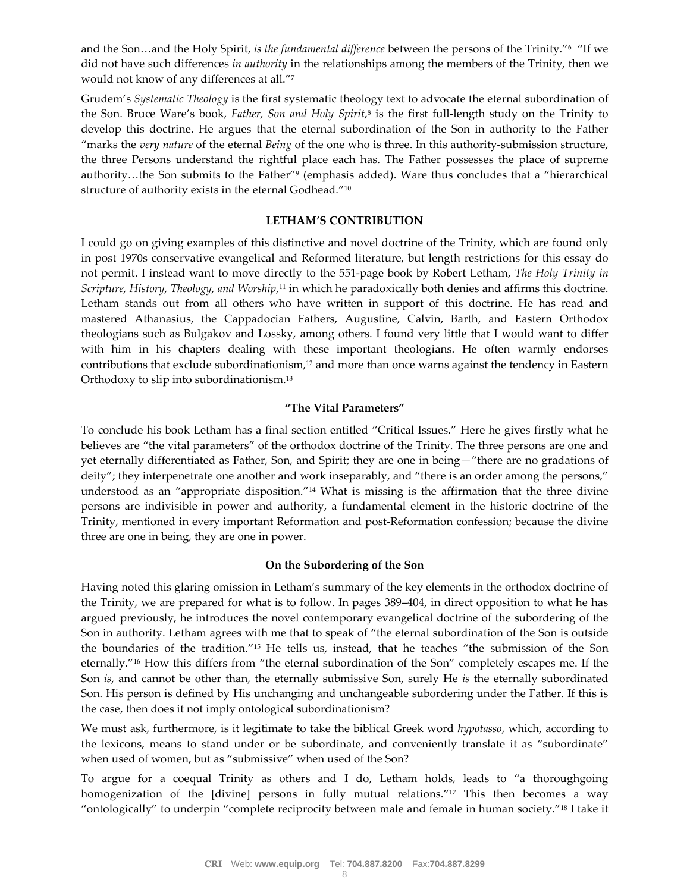and the Son…and the Holy Spirit, *is the fundamental difference* between the persons of the Trinity."[6] "If we did not have such differences *in authority* in the relationships among the members of the Trinity, then we would not know of any differences at all."[7]

Grudem's *Systematic Theology* is the first systematic theology text to advocate the eternal subordination of the Son. Bruce Ware's book, *Father, Son and Holy Spirit*,[8] is the first full-length study on the Trinity to develop this doctrine. He argues that the eternal subordination of the Son in authority to the Father "marks the *very nature* of the eternal *Being* of the one who is three. In this authority-submission structure, the three Persons understand the rightful place each has. The Father possesses the place of supreme authority…the Son submits to the Father"[9] (emphasis added). Ware thus concludes that a "hierarchical structure of authority exists in the eternal Godhead."[10]

## LETHAM'S CONTRIBUTION

I could go on giving examples of this distinctive and novel doctrine of the Trinity, which are found only in post 1970s conservative evangelical and Reformed literature, but length restrictions for this essay do not permit. I instead want to move directly to the 551-page book by Robert Letham, *The Holy Trinity in Scripture, History, Theology, and Worship*,[11] in which he paradoxically both denies and affirms this doctrine. Letham stands out from all others who have written in support of this doctrine. He has read and mastered Athanasius, the Cappadocian Fathers, Augustine, Calvin, Barth, and Eastern Orthodox theologians such as Bulgakov and Lossky, among others. I found very little that I would want to differ with him in his chapters dealing with these important theologians. He often warmly endorses contributions that exclude subordinationism,[12] and more than once warns against the tendency in Eastern Orthodoxy to slip into subordinationism.[13]

### "The Vital Parameters"

To conclude his book Letham has a final section entitled "Critical Issues." Here he gives firstly what he believes are "the vital parameters" of the orthodox doctrine of the Trinity. The three persons are one and yet eternally differentiated as Father, Son, and Spirit; they are one in being—"there are no gradations of deity"; they interpenetrate one another and work inseparably, and "there is an order among the persons," understood as an "appropriate disposition."[14] What is missing is the affirmation that the three divine persons are indivisible in power and authority, a fundamental element in the historic doctrine of the Trinity, mentioned in every important Reformation and post-Reformation confession; because the divine three are one in being, they are one in power.

### On the Subordering of the Son

Having noted this glaring omission in Letham's summary of the key elements in the orthodox doctrine of the Trinity, we are prepared for what is to follow. In pages 389–404, in direct opposition to what he has argued previously, he introduces the novel contemporary evangelical doctrine of the subordering of the Son in authority. Letham agrees with me that to speak of "the eternal subordination of the Son is outside the boundaries of the tradition."[15] He tells us, instead, that he teaches "the submission of the Son eternally."[16] How this differs from "the eternal subordination of the Son" completely escapes me. If the Son *is*, and cannot be other than, the eternally submissive Son, surely He *is* the eternally subordinated Son. His person is defined by His unchanging and unchangeable subordering under the Father. If this is the case, then does it not imply ontological subordinationism?

We must ask, furthermore, is it legitimate to take the biblical Greek word *hypotasso*, which, according to the lexicons, means to stand under or be subordinate, and conveniently translate it as "subordinate" when used of women, but as "submissive" when used of the Son?

To argue for a coequal Trinity as others and I do, Letham holds, leads to "a thoroughgoing homogenization of the [divine] persons in fully mutual relations."[17] This then becomes a way "ontologically" to underpin "complete reciprocity between male and female in human society."[18] I take it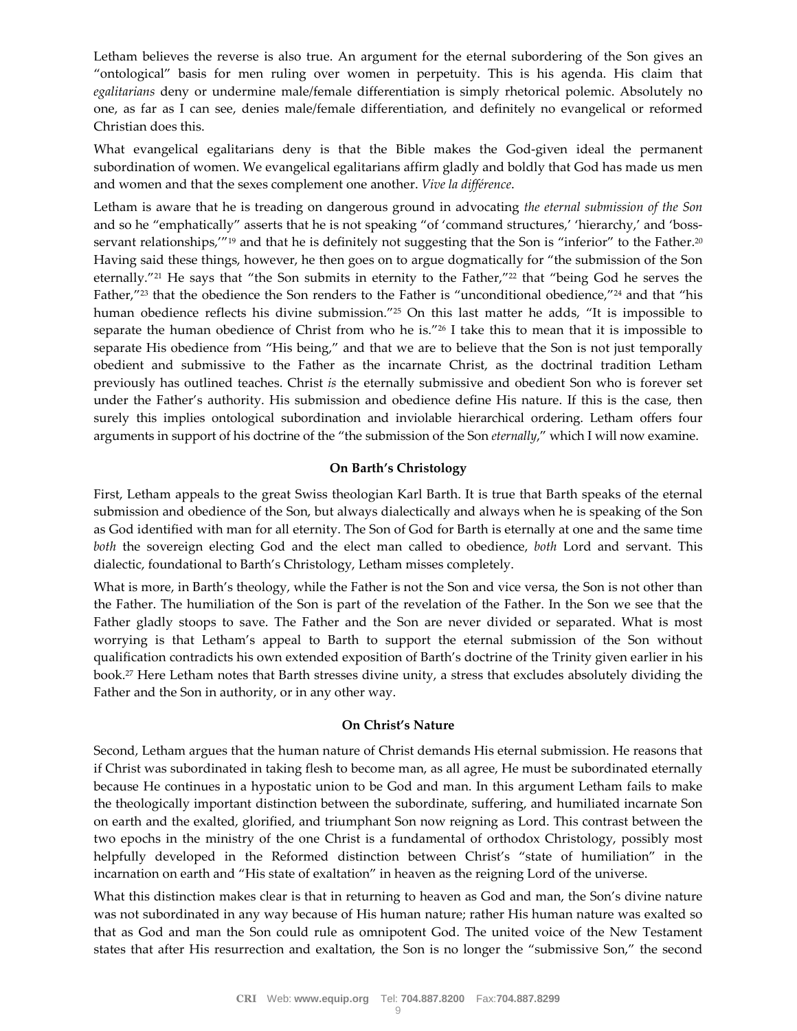Letham believes the reverse is also true. An argument for the eternal subordering of the Son gives an "ontological" basis for men ruling over women in perpetuity. This is his agenda. His claim that *egalitarians* deny or undermine male/female differentiation is simply rhetorical polemic. Absolutely no one, as far as I can see, denies male/female differentiation, and definitely no evangelical or reformed Christian does this.

What evangelical egalitarians deny is that the Bible makes the God-given ideal the permanent subordination of women. We evangelical egalitarians affirm gladly and boldly that God has made us men and women and that the sexes complement one another. *Vive la différence*.

Letham is aware that he is treading on dangerous ground in advocating *the eternal submission of the Son* and so he "emphatically" asserts that he is not speaking "of 'command structures,' 'hierarchy,' and 'boss-servant relationships,'"[19] and that he is definitely not suggesting that the Son is "inferior" to the Father.[20] Having said these things, however, he then goes on to argue dogmatically for "the submission of the Son eternally."[21] He says that "the Son submits in eternity to the Father,"[22] that "being God he serves the Father,"[23] that the obedience the Son renders to the Father is "unconditional obedience,"[24] and that "his human obedience reflects his divine submission."[25] On this last matter he adds, "It is impossible to separate the human obedience of Christ from who he is."[26] I take this to mean that it is impossible to separate His obedience from "His being," and that we are to believe that the Son is not just temporally obedient and submissive to the Father as the incarnate Christ, as the doctrinal tradition Letham previously has outlined teaches. Christ *is* the eternally submissive and obedient Son who is forever set under the Father's authority. His submission and obedience define His nature. If this is the case, then surely this implies ontological subordination and inviolable hierarchical ordering. Letham offers four arguments in support of his doctrine of the "the submission of the Son *eternally*," which I will now examine.

### On Barth's Christology

First, Letham appeals to the great Swiss theologian Karl Barth. It is true that Barth speaks of the eternal submission and obedience of the Son, but always dialectically and always when he is speaking of the Son as God identified with man for all eternity. The Son of God for Barth is eternally at one and the same time *both* the sovereign electing God and the elect man called to obedience, *both* Lord and servant. This dialectic, foundational to Barth's Christology, Letham misses completely.

What is more, in Barth's theology, while the Father is not the Son and vice versa, the Son is not other than the Father. The humiliation of the Son is part of the revelation of the Father. In the Son we see that the Father gladly stoops to save. The Father and the Son are never divided or separated. What is most worrying is that Letham's appeal to Barth to support the eternal submission of the Son without qualification contradicts his own extended exposition of Barth's doctrine of the Trinity given earlier in his book.[27] Here Letham notes that Barth stresses divine unity, a stress that excludes absolutely dividing the Father and the Son in authority, or in any other way.

### On Christ's Nature

Second, Letham argues that the human nature of Christ demands His eternal submission. He reasons that if Christ was subordinated in taking flesh to become man, as all agree, He must be subordinated eternally because He continues in a hypostatic union to be God and man. In this argument Letham fails to make the theologically important distinction between the subordinate, suffering, and humiliated incarnate Son on earth and the exalted, glorified, and triumphant Son now reigning as Lord. This contrast between the two epochs in the ministry of the one Christ is a fundamental of orthodox Christology, possibly most helpfully developed in the Reformed distinction between Christ's "state of humiliation" in the incarnation on earth and "His state of exaltation" in heaven as the reigning Lord of the universe.

What this distinction makes clear is that in returning to heaven as God and man, the Son's divine nature was not subordinated in any way because of His human nature; rather His human nature was exalted so that as God and man the Son could rule as omnipotent God. The united voice of the New Testament states that after His resurrection and exaltation, the Son is no longer the "submissive Son," the second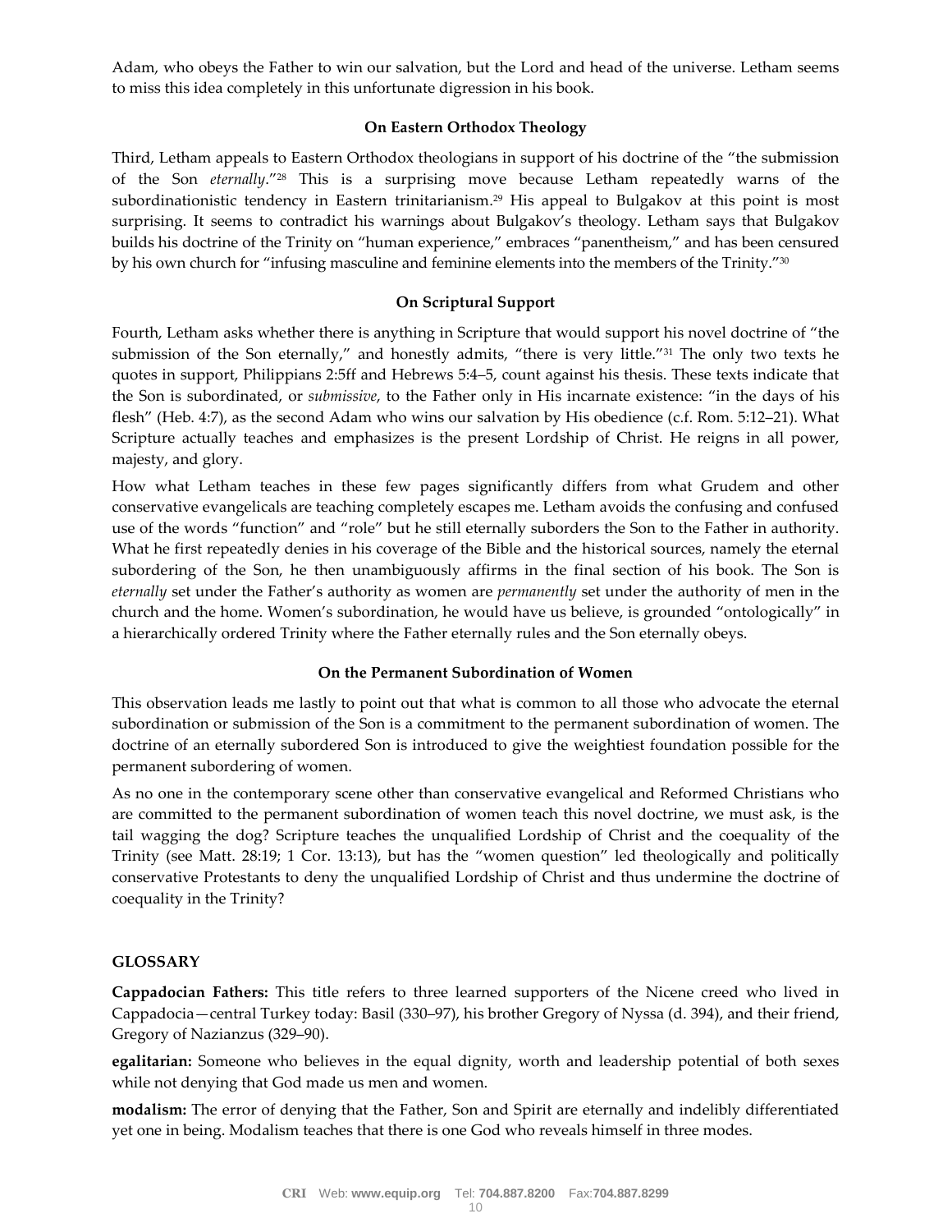Adam, who obeys the Father to win our salvation, but the Lord and head of the universe. Letham seems to miss this idea completely in this unfortunate digression in his book.

### On Eastern Orthodox Theology

Third, Letham appeals to Eastern Orthodox theologians in support of his doctrine of the "the submission of the Son *eternally*."[28] This is a surprising move because Letham repeatedly warns of the subordinationistic tendency in Eastern trinitarianism.[29] His appeal to Bulgakov at this point is most surprising. It seems to contradict his warnings about Bulgakov's theology. Letham says that Bulgakov builds his doctrine of the Trinity on "human experience," embraces "panentheism," and has been censured by his own church for "infusing masculine and feminine elements into the members of the Trinity."[30]

### On Scriptural Support

Fourth, Letham asks whether there is anything in Scripture that would support his novel doctrine of "the submission of the Son eternally," and honestly admits, "there is very little."[31] The only two texts he quotes in support, Philippians 2:5ff and Hebrews 5:4–5, count against his thesis. These texts indicate that the Son is subordinated, or *submissive*, to the Father only in His incarnate existence: "in the days of his flesh" (Heb. 4:7), as the second Adam who wins our salvation by His obedience (c.f. Rom. 5:12–21). What Scripture actually teaches and emphasizes is the present Lordship of Christ. He reigns in all power, majesty, and glory.

How what Letham teaches in these few pages significantly differs from what Grudem and other conservative evangelicals are teaching completely escapes me. Letham avoids the confusing and confused use of the words "function" and "role" but he still eternally suborders the Son to the Father in authority. What he first repeatedly denies in his coverage of the Bible and the historical sources, namely the eternal subordering of the Son, he then unambiguously affirms in the final section of his book. The Son is *eternally* set under the Father's authority as women are *permanently* set under the authority of men in the church and the home. Women's subordination, he would have us believe, is grounded "ontologically" in a hierarchically ordered Trinity where the Father eternally rules and the Son eternally obeys.

### On the Permanent Subordination of Women

This observation leads me lastly to point out that what is common to all those who advocate the eternal subordination or submission of the Son is a commitment to the permanent subordination of women. The doctrine of an eternally subordered Son is introduced to give the weightiest foundation possible for the permanent subordering of women.

As no one in the contemporary scene other than conservative evangelical and Reformed Christians who are committed to the permanent subordination of women teach this novel doctrine, we must ask, is the tail wagging the dog? Scripture teaches the unqualified Lordship of Christ and the coequality of the Trinity (see Matt. 28:19; 1 Cor. 13:13), but has the "women question" led theologically and politically conservative Protestants to deny the unqualified Lordship of Christ and thus undermine the doctrine of coequality in the Trinity?

## GLOSSARY

**Cappadocian Fathers:** This title refers to three learned supporters of the Nicene creed who lived in Cappadocia—central Turkey today: Basil (330–97), his brother Gregory of Nyssa (d. 394), and their friend, Gregory of Nazianzus (329–90).

**egalitarian:** Someone who believes in the equal dignity, worth and leadership potential of both sexes while not denying that God made us men and women.

**modalism:** The error of denying that the Father, Son and Spirit are eternally and indelibly differentiated yet one in being. Modalism teaches that there is one God who reveals himself in three modes.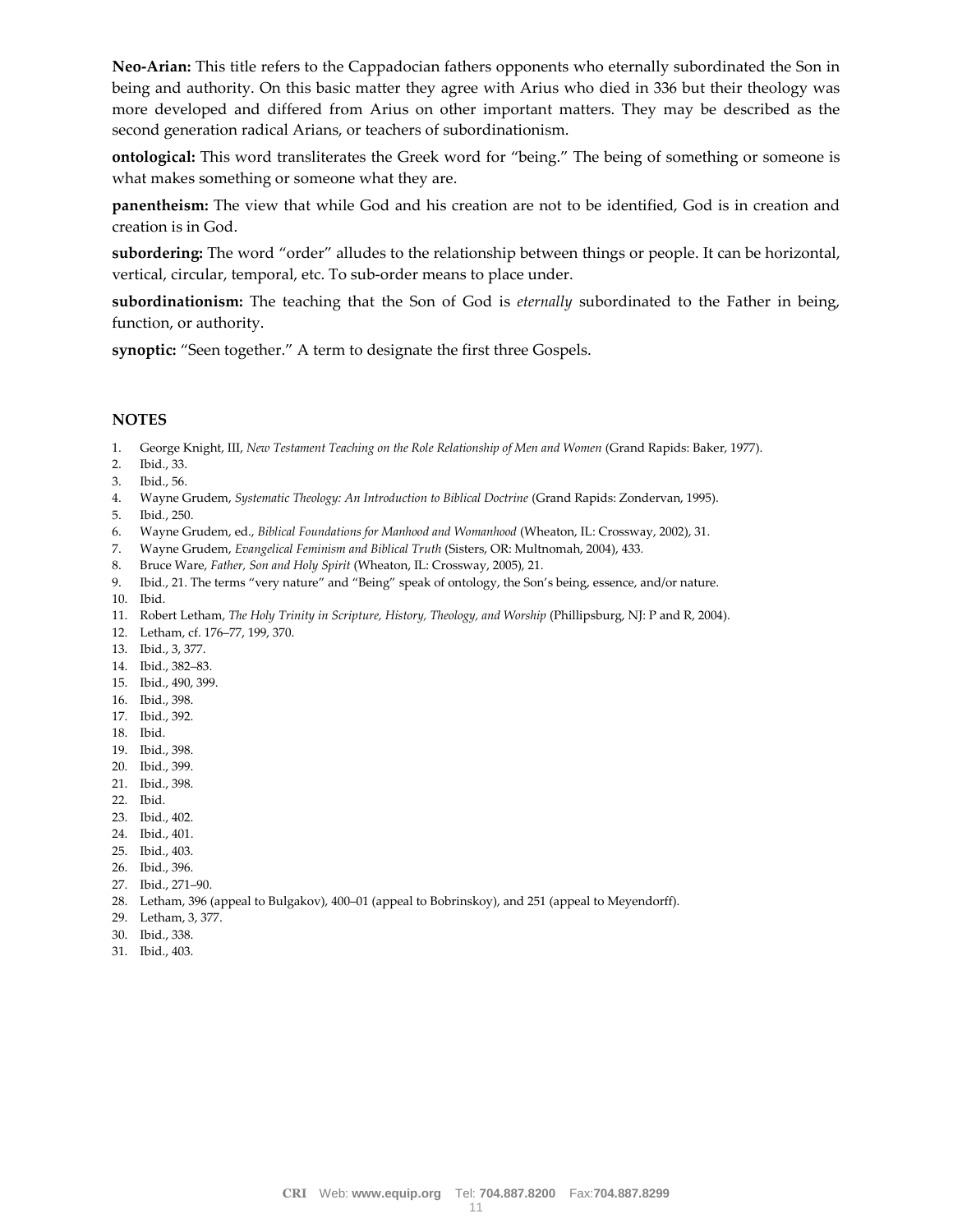**Neo-Arian:** This title refers to the Cappadocian fathers opponents who eternally subordinated the Son in being and authority. On this basic matter they agree with Arius who died in 336 but their theology was more developed and differed from Arius on other important matters. They may be described as the second generation radical Arians, or teachers of subordinationism.

**ontological:** This word transliterates the Greek word for "being." The being of something or someone is what makes something or someone what they are.

**panentheism:** The view that while God and his creation are not to be identified, God is in creation and creation is in God.

**subordering:** The word "order" alludes to the relationship between things or people. It can be horizontal, vertical, circular, temporal, etc. To sub-order means to place under.

**subordinationism:** The teaching that the Son of God is *eternally* subordinated to the Father in being, function, or authority.

**synoptic:** "Seen together." A term to designate the first three Gospels.

## NOTES

1. George Knight, III, *New Testament Teaching on the Role Relationship of Men and Women* (Grand Rapids: Baker, 1977).
2. Ibid., 33.
3. Ibid., 56.
4. Wayne Grudem, *Systematic Theology: An Introduction to Biblical Doctrine* (Grand Rapids: Zondervan, 1995).
5. Ibid., 250.
6. Wayne Grudem, ed., *Biblical Foundations for Manhood and Womanhood* (Wheaton, IL: Crossway, 2002), 31.
7. Wayne Grudem, *Evangelical Feminism and Biblical Truth* (Sisters, OR: Multnomah, 2004), 433.
8. Bruce Ware, *Father, Son and Holy Spirit* (Wheaton, IL: Crossway, 2005), 21.
9. Ibid., 21. The terms "very nature" and "Being" speak of ontology, the Son's being, essence, and/or nature.
10. Ibid.
11. Robert Letham, *The Holy Trinity in Scripture, History, Theology, and Worship* (Phillipsburg, NJ: P and R, 2004).
12. Letham, cf. 176–77, 199, 370.
13. Ibid., 3, 377.
14. Ibid., 382–83.
15. Ibid., 490, 399.
16. Ibid., 398.
17. Ibid., 392.
18. Ibid.
19. Ibid., 398.
20. Ibid., 399.
21. Ibid., 398.
22. Ibid.
23. Ibid., 402.
24. Ibid., 401.
25. Ibid., 403.
26. Ibid., 396.
27. Ibid., 271–90.
28. Letham, 396 (appeal to Bulgakov), 400–01 (appeal to Bobrinskoy), and 251 (appeal to Meyendorff).
29. Letham, 3, 377.
30. Ibid., 338.
31. Ibid., 403.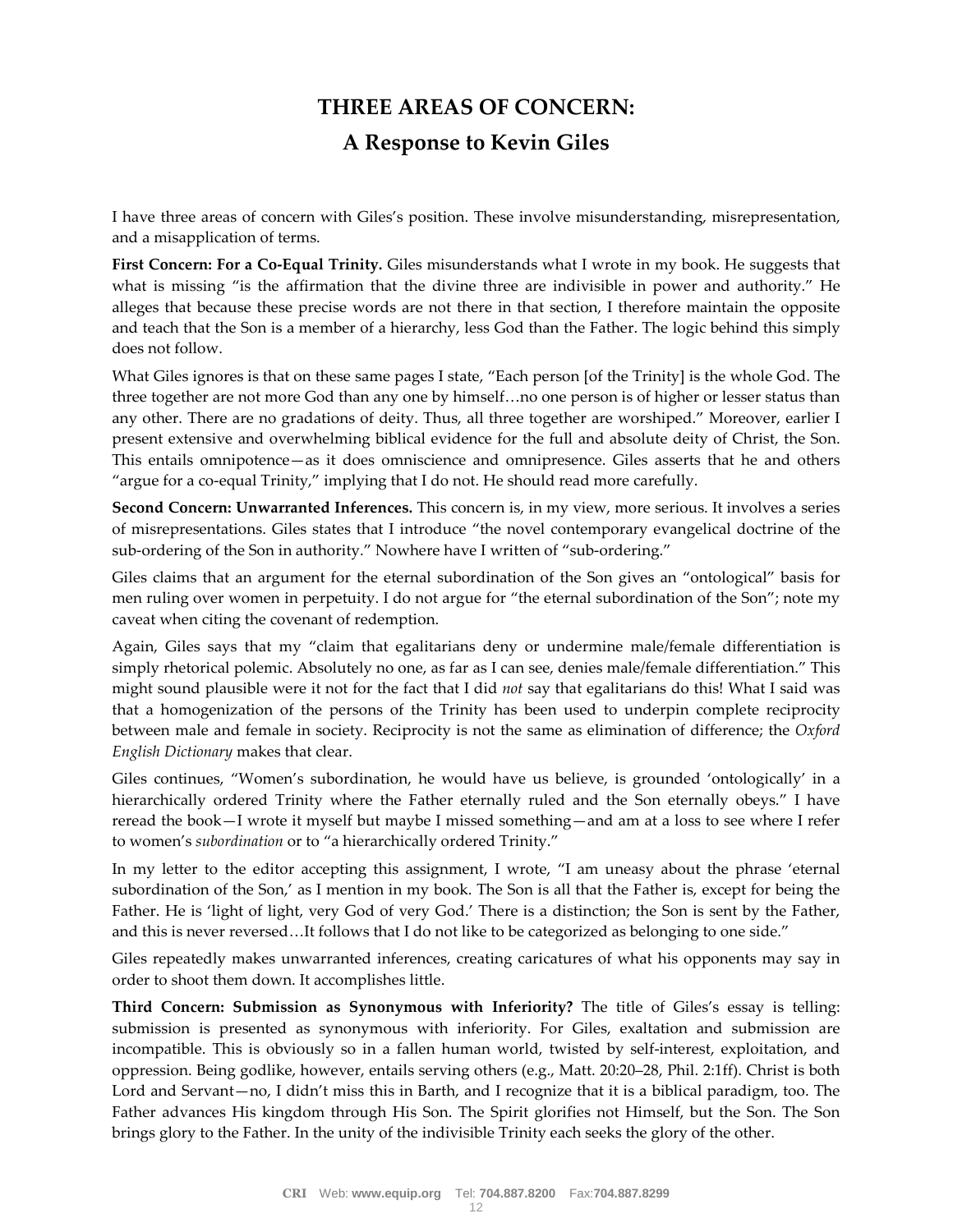# THREE AREAS OF CONCERN:
## A Response to Kevin Giles

I have three areas of concern with Giles's position. These involve misunderstanding, misrepresentation, and a misapplication of terms.

**First Concern: For a Co-Equal Trinity.** Giles misunderstands what I wrote in my book. He suggests that what is missing "is the affirmation that the divine three are indivisible in power and authority." He alleges that because these precise words are not there in that section, I therefore maintain the opposite and teach that the Son is a member of a hierarchy, less God than the Father. The logic behind this simply does not follow.

What Giles ignores is that on these same pages I state, "Each person [of the Trinity] is the whole God. The three together are not more God than any one by himself…no one person is of higher or lesser status than any other. There are no gradations of deity. Thus, all three together are worshiped." Moreover, earlier I present extensive and overwhelming biblical evidence for the full and absolute deity of Christ, the Son. This entails omnipotence—as it does omniscience and omnipresence. Giles asserts that he and others "argue for a co-equal Trinity," implying that I do not. He should read more carefully.

**Second Concern: Unwarranted Inferences.** This concern is, in my view, more serious. It involves a series of misrepresentations. Giles states that I introduce "the novel contemporary evangelical doctrine of the sub-ordering of the Son in authority." Nowhere have I written of "sub-ordering."

Giles claims that an argument for the eternal subordination of the Son gives an "ontological" basis for men ruling over women in perpetuity. I do not argue for "the eternal subordination of the Son"; note my caveat when citing the covenant of redemption.

Again, Giles says that my "claim that egalitarians deny or undermine male/female differentiation is simply rhetorical polemic. Absolutely no one, as far as I can see, denies male/female differentiation." This might sound plausible were it not for the fact that I did *not* say that egalitarians do this! What I said was that a homogenization of the persons of the Trinity has been used to underpin complete reciprocity between male and female in society. Reciprocity is not the same as elimination of difference; the *Oxford English Dictionary* makes that clear.

Giles continues, "Women's subordination, he would have us believe, is grounded 'ontologically' in a hierarchically ordered Trinity where the Father eternally ruled and the Son eternally obeys." I have reread the book—I wrote it myself but maybe I missed something—and am at a loss to see where I refer to women's *subordination* or to "a hierarchically ordered Trinity."

In my letter to the editor accepting this assignment, I wrote, "I am uneasy about the phrase 'eternal subordination of the Son,' as I mention in my book. The Son is all that the Father is, except for being the Father. He is 'light of light, very God of very God.' There is a distinction; the Son is sent by the Father, and this is never reversed…It follows that I do not like to be categorized as belonging to one side."

Giles repeatedly makes unwarranted inferences, creating caricatures of what his opponents may say in order to shoot them down. It accomplishes little.

**Third Concern: Submission as Synonymous with Inferiority?** The title of Giles's essay is telling: submission is presented as synonymous with inferiority. For Giles, exaltation and submission are incompatible. This is obviously so in a fallen human world, twisted by self-interest, exploitation, and oppression. Being godlike, however, entails serving others (e.g., Matt. 20:20–28, Phil. 2:1ff). Christ is both Lord and Servant—no, I didn't miss this in Barth, and I recognize that it is a biblical paradigm, too. The Father advances His kingdom through His Son. The Spirit glorifies not Himself, but the Son. The Son brings glory to the Father. In the unity of the indivisible Trinity each seeks the glory of the other.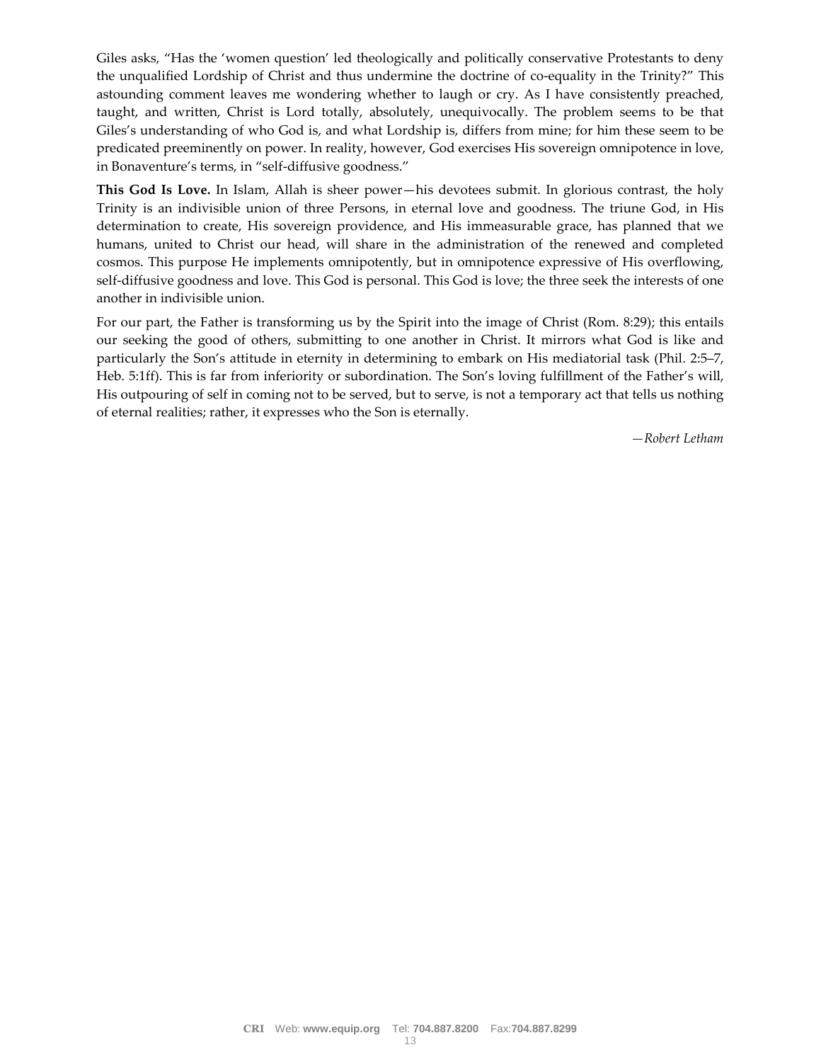Giles asks, "Has the 'women question' led theologically and politically conservative Protestants to deny the unqualified Lordship of Christ and thus undermine the doctrine of co-equality in the Trinity?" This astounding comment leaves me wondering whether to laugh or cry. As I have consistently preached, taught, and written, Christ is Lord totally, absolutely, unequivocally. The problem seems to be that Giles's understanding of who God is, and what Lordship is, differs from mine; for him these seem to be predicated preeminently on power. In reality, however, God exercises His sovereign omnipotence in love, in Bonaventure's terms, in "self-diffusive goodness."

**This God Is Love.** In Islam, Allah is sheer power—his devotees submit. In glorious contrast, the holy Trinity is an indivisible union of three Persons, in eternal love and goodness. The triune God, in His determination to create, His sovereign providence, and His immeasurable grace, has planned that we humans, united to Christ our head, will share in the administration of the renewed and completed cosmos. This purpose He implements omnipotently, but in omnipotence expressive of His overflowing, self-diffusive goodness and love. This God is personal. This God is love; the three seek the interests of one another in indivisible union.

For our part, the Father is transforming us by the Spirit into the image of Christ (Rom. 8:29); this entails our seeking the good of others, submitting to one another in Christ. It mirrors what God is like and particularly the Son's attitude in eternity in determining to embark on His mediatorial task (Phil. 2:5–7, Heb. 5:1ff). This is far from inferiority or subordination. The Son's loving fulfillment of the Father's will, His outpouring of self in coming not to be served, but to serve, is not a temporary act that tells us nothing of eternal realities; rather, it expresses who the Son is eternally.

—*Robert Letham*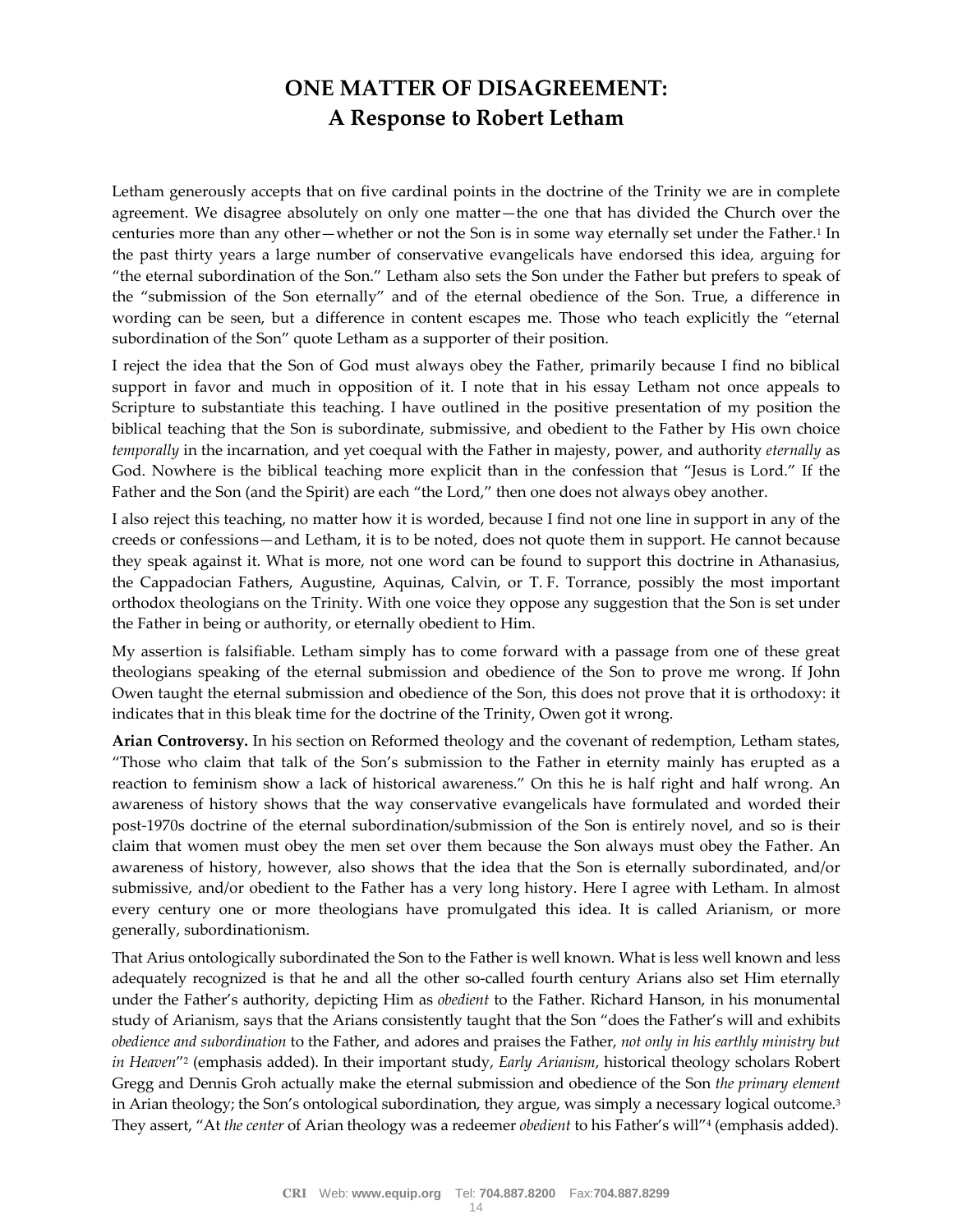# ONE MATTER OF DISAGREEMENT:
# A Response to Robert Letham

Letham generously accepts that on five cardinal points in the doctrine of the Trinity we are in complete agreement. We disagree absolutely on only one matter—the one that has divided the Church over the centuries more than any other—whether or not the Son is in some way eternally set under the Father.[1] In the past thirty years a large number of conservative evangelicals have endorsed this idea, arguing for "the eternal subordination of the Son." Letham also sets the Son under the Father but prefers to speak of the "submission of the Son eternally" and of the eternal obedience of the Son. True, a difference in wording can be seen, but a difference in content escapes me. Those who teach explicitly the "eternal subordination of the Son" quote Letham as a supporter of their position.

I reject the idea that the Son of God must always obey the Father, primarily because I find no biblical support in favor and much in opposition of it. I note that in his essay Letham not once appeals to Scripture to substantiate this teaching. I have outlined in the positive presentation of my position the biblical teaching that the Son is subordinate, submissive, and obedient to the Father by His own choice *temporally* in the incarnation, and yet coequal with the Father in majesty, power, and authority *eternally* as God. Nowhere is the biblical teaching more explicit than in the confession that "Jesus is Lord." If the Father and the Son (and the Spirit) are each "the Lord," then one does not always obey another.

I also reject this teaching, no matter how it is worded, because I find not one line in support in any of the creeds or confessions—and Letham, it is to be noted, does not quote them in support. He cannot because they speak against it. What is more, not one word can be found to support this doctrine in Athanasius, the Cappadocian Fathers, Augustine, Aquinas, Calvin, or T. F. Torrance, possibly the most important orthodox theologians on the Trinity. With one voice they oppose any suggestion that the Son is set under the Father in being or authority, or eternally obedient to Him.

My assertion is falsifiable. Letham simply has to come forward with a passage from one of these great theologians speaking of the eternal submission and obedience of the Son to prove me wrong. If John Owen taught the eternal submission and obedience of the Son, this does not prove that it is orthodoxy: it indicates that in this bleak time for the doctrine of the Trinity, Owen got it wrong.

**Arian Controversy.** In his section on Reformed theology and the covenant of redemption, Letham states, "Those who claim that talk of the Son's submission to the Father in eternity mainly has erupted as a reaction to feminism show a lack of historical awareness." On this he is half right and half wrong. An awareness of history shows that the way conservative evangelicals have formulated and worded their post-1970s doctrine of the eternal subordination/submission of the Son is entirely novel, and so is their claim that women must obey the men set over them because the Son always must obey the Father. An awareness of history, however, also shows that the idea that the Son is eternally subordinated, and/or submissive, and/or obedient to the Father has a very long history. Here I agree with Letham. In almost every century one or more theologians have promulgated this idea. It is called Arianism, or more generally, subordinationism.

That Arius ontologically subordinated the Son to the Father is well known. What is less well known and less adequately recognized is that he and all the other so-called fourth century Arians also set Him eternally under the Father's authority, depicting Him as *obedient* to the Father. Richard Hanson, in his monumental study of Arianism, says that the Arians consistently taught that the Son "does the Father's will and exhibits *obedience and subordination* to the Father, and adores and praises the Father, *not only in his earthly ministry but in Heaven*"[2] (emphasis added). In their important study, *Early Arianism*, historical theology scholars Robert Gregg and Dennis Groh actually make the eternal submission and obedience of the Son *the primary element* in Arian theology; the Son's ontological subordination, they argue, was simply a necessary logical outcome.[3] They assert, "At *the center* of Arian theology was a redeemer *obedient* to his Father's will"[4] (emphasis added).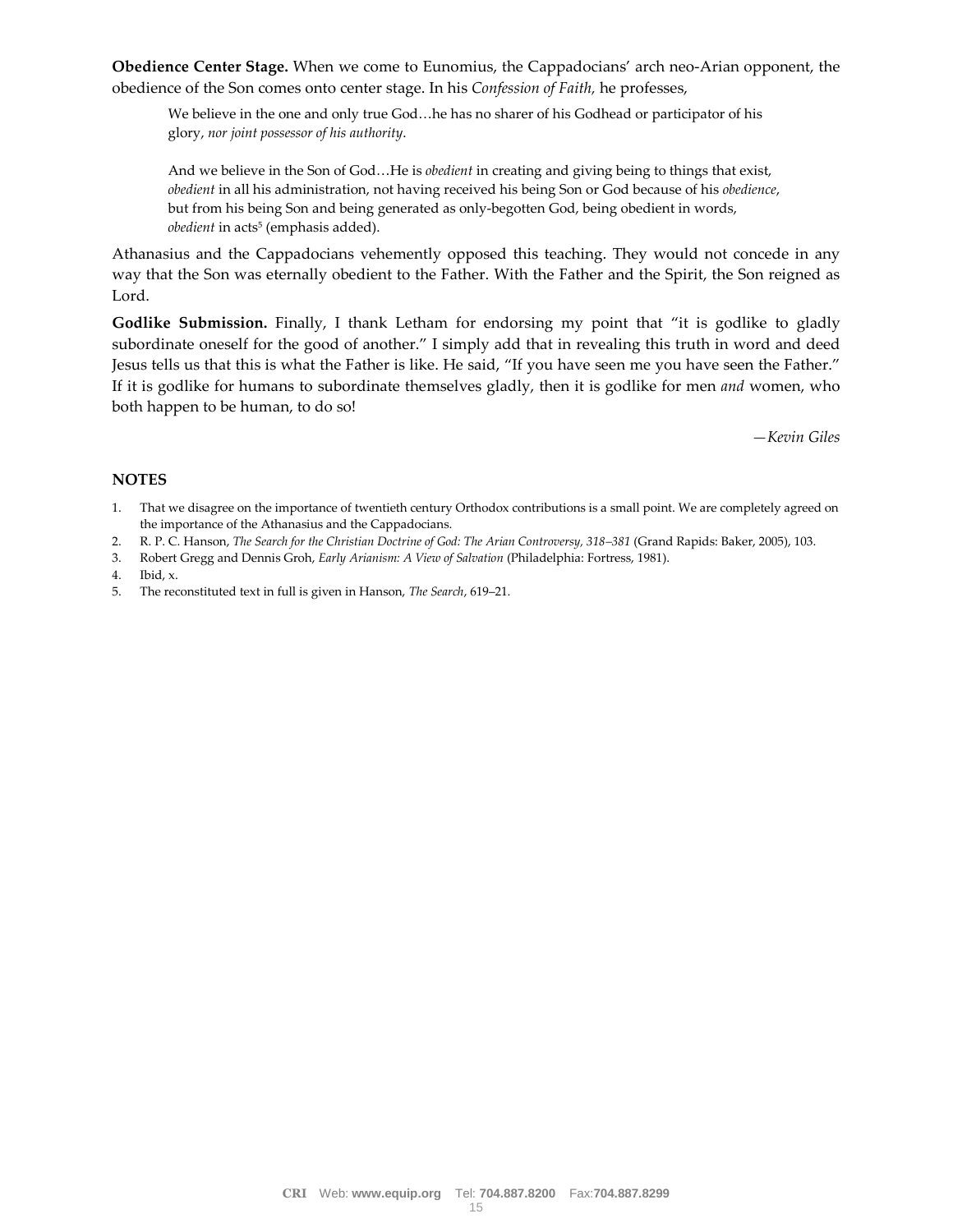**Obedience Center Stage.** When we come to Eunomius, the Cappadocians' arch neo-Arian opponent, the obedience of the Son comes onto center stage. In his *Confession of Faith,* he professes,

> We believe in the one and only true God…he has no sharer of his Godhead or participator of his glory, *nor joint possessor of his authority*.
>
> And we believe in the Son of God…He is *obedient* in creating and giving being to things that exist, *obedient* in all his administration, not having received his being Son or God because of his *obedience*, but from his being Son and being generated as only-begotten God, being obedient in words, *obedient* in acts[5] (emphasis added).

Athanasius and the Cappadocians vehemently opposed this teaching. They would not concede in any way that the Son was eternally obedient to the Father. With the Father and the Spirit, the Son reigned as Lord.

**Godlike Submission.** Finally, I thank Letham for endorsing my point that "it is godlike to gladly subordinate oneself for the good of another." I simply add that in revealing this truth in word and deed Jesus tells us that this is what the Father is like. He said, "If you have seen me you have seen the Father." If it is godlike for humans to subordinate themselves gladly, then it is godlike for men *and* women, who both happen to be human, to do so!

—*Kevin Giles*

**NOTES**

1. That we disagree on the importance of twentieth century Orthodox contributions is a small point. We are completely agreed on the importance of the Athanasius and the Cappadocians.
2. R. P. C. Hanson, *The Search for the Christian Doctrine of God: The Arian Controversy, 318–381* (Grand Rapids: Baker, 2005), 103.
3. Robert Gregg and Dennis Groh, *Early Arianism: A View of Salvation* (Philadelphia: Fortress, 1981).
4. Ibid, x.
5. The reconstituted text in full is given in Hanson, *The Search*, 619–21.